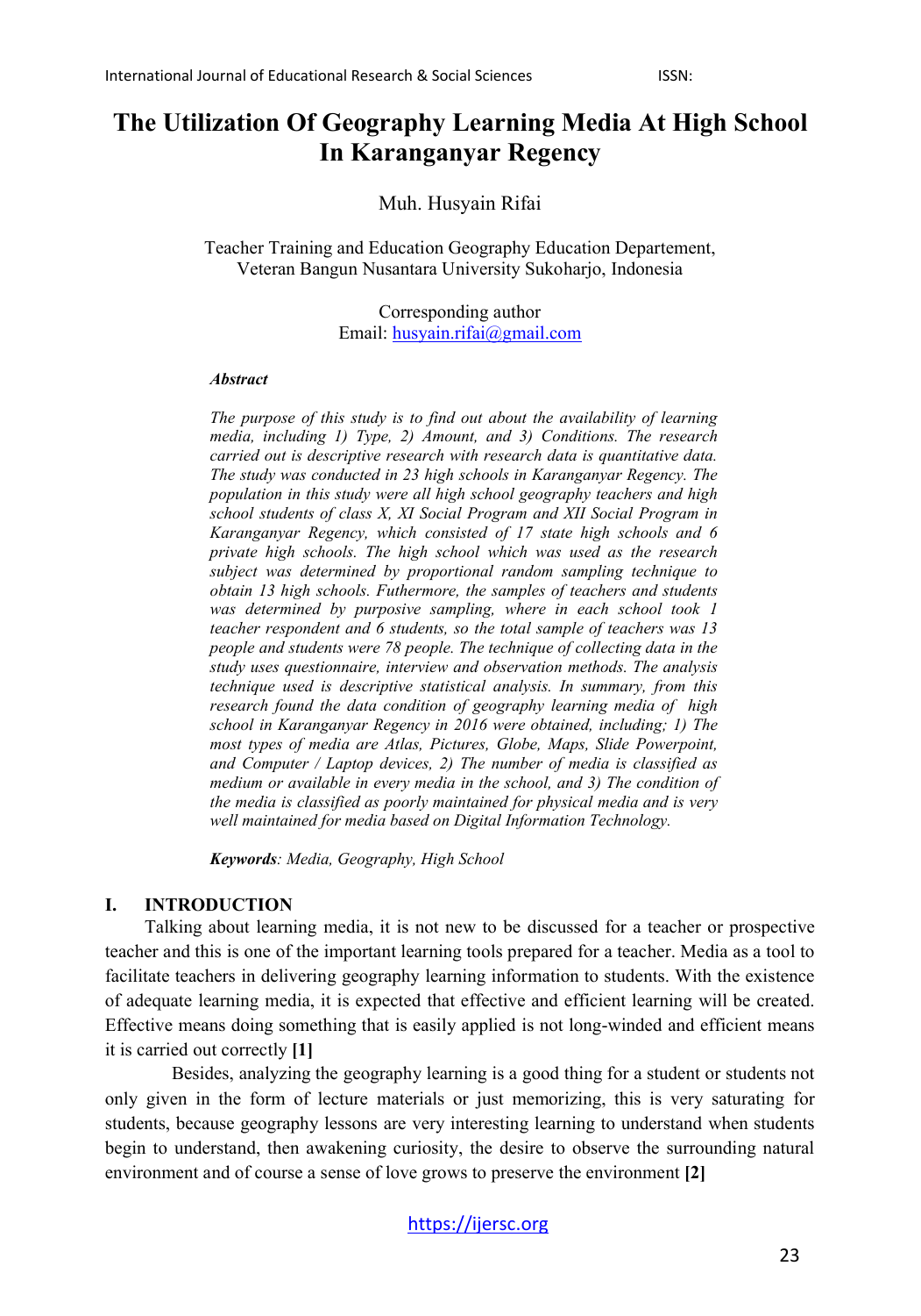# The Utilization Of Geography Learning Media At High School In Karanganyar Regency

Muh. Husyain Rifai

Teacher Training and Education Geography Education Departement, Veteran Bangun Nusantara University Sukoharjo, Indonesia

Corresponding author
Email: husyain.rifai@gmail.com

***Abstract***

*The purpose of this study is to find out about the availability of learning media, including 1) Type, 2) Amount, and 3) Conditions. The research carried out is descriptive research with research data is quantitative data. The study was conducted in 23 high schools in Karanganyar Regency. The population in this study were all high school geography teachers and high school students of class X, XI Social Program and XII Social Program in Karanganyar Regency, which consisted of 17 state high schools and 6 private high schools. The high school which was used as the research subject was determined by proportional random sampling technique to obtain 13 high schools. Futhermore, the samples of teachers and students was determined by purposive sampling, where in each school took 1 teacher respondent and 6 students, so the total sample of teachers was 13 people and students were 78 people. The technique of collecting data in the study uses questionnaire, interview and observation methods. The analysis technique used is descriptive statistical analysis. In summary, from this research found the data condition of geography learning media of high school in Karanganyar Regency in 2016 were obtained, including; 1) The most types of media are Atlas, Pictures, Globe, Maps, Slide Powerpoint, and Computer / Laptop devices, 2) The number of media is classified as medium or available in every media in the school, and 3) The condition of the media is classified as poorly maintained for physical media and is very well maintained for media based on Digital Information Technology.*

***Keywords****: Media, Geography, High School*

## I. INTRODUCTION

Talking about learning media, it is not new to be discussed for a teacher or prospective teacher and this is one of the important learning tools prepared for a teacher. Media as a tool to facilitate teachers in delivering geography learning information to students. With the existence of adequate learning media, it is expected that effective and efficient learning will be created. Effective means doing something that is easily applied is not long-winded and efficient means it is carried out correctly **[1]**

Besides, analyzing the geography learning is a good thing for a student or students not only given in the form of lecture materials or just memorizing, this is very saturating for students, because geography lessons are very interesting learning to understand when students begin to understand, then awakening curiosity, the desire to observe the surrounding natural environment and of course a sense of love grows to preserve the environment **[2]**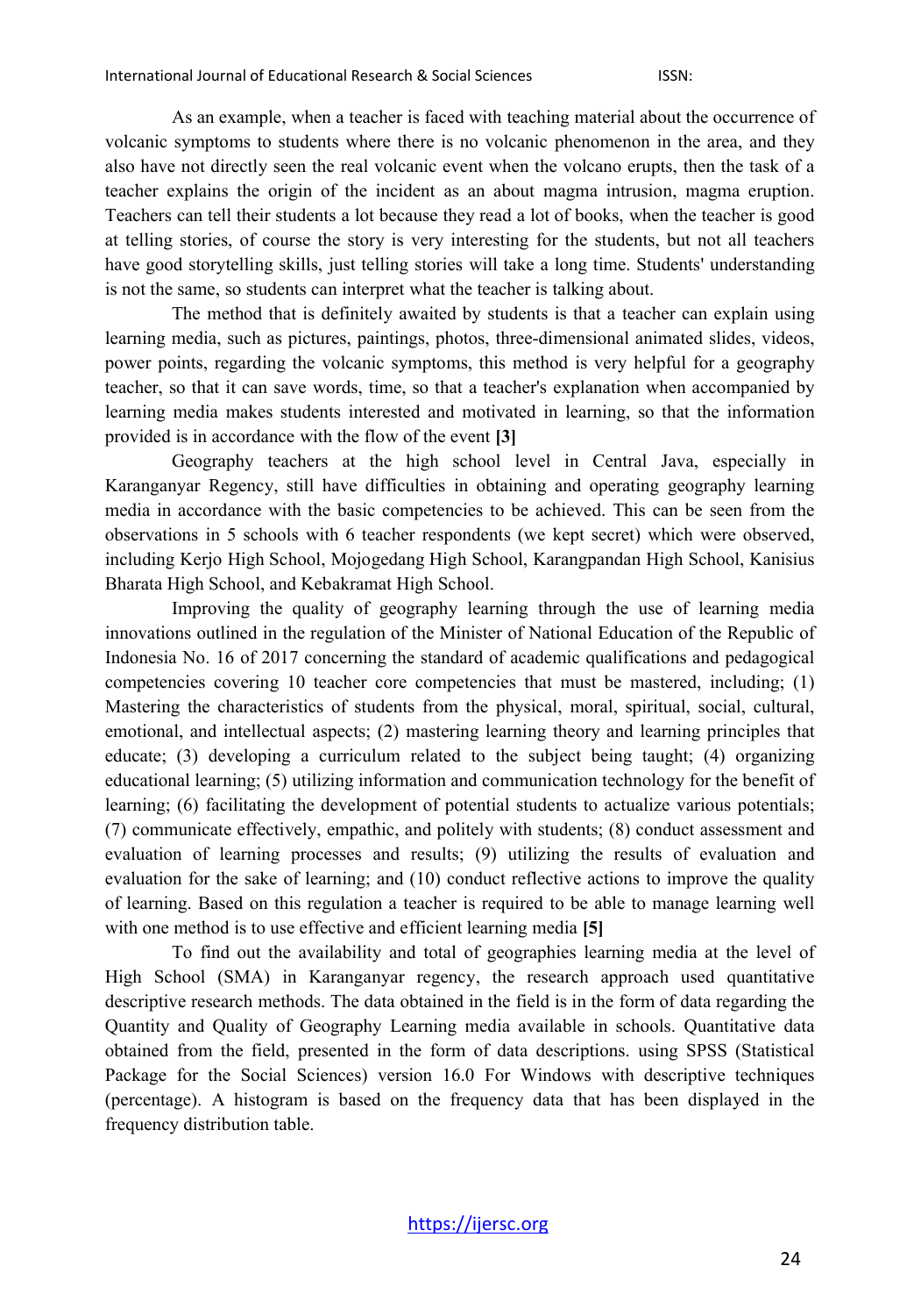As an example, when a teacher is faced with teaching material about the occurrence of volcanic symptoms to students where there is no volcanic phenomenon in the area, and they also have not directly seen the real volcanic event when the volcano erupts, then the task of a teacher explains the origin of the incident as an about magma intrusion, magma eruption. Teachers can tell their students a lot because they read a lot of books, when the teacher is good at telling stories, of course the story is very interesting for the students, but not all teachers have good storytelling skills, just telling stories will take a long time. Students' understanding is not the same, so students can interpret what the teacher is talking about.

The method that is definitely awaited by students is that a teacher can explain using learning media, such as pictures, paintings, photos, three-dimensional animated slides, videos, power points, regarding the volcanic symptoms, this method is very helpful for a geography teacher, so that it can save words, time, so that a teacher's explanation when accompanied by learning media makes students interested and motivated in learning, so that the information provided is in accordance with the flow of the event **[3]**

Geography teachers at the high school level in Central Java, especially in Karanganyar Regency, still have difficulties in obtaining and operating geography learning media in accordance with the basic competencies to be achieved. This can be seen from the observations in 5 schools with 6 teacher respondents (we kept secret) which were observed, including Kerjo High School, Mojogedang High School, Karangpandan High School, Kanisius Bharata High School, and Kebakramat High School.

Improving the quality of geography learning through the use of learning media innovations outlined in the regulation of the Minister of National Education of the Republic of Indonesia No. 16 of 2017 concerning the standard of academic qualifications and pedagogical competencies covering 10 teacher core competencies that must be mastered, including; (1) Mastering the characteristics of students from the physical, moral, spiritual, social, cultural, emotional, and intellectual aspects; (2) mastering learning theory and learning principles that educate; (3) developing a curriculum related to the subject being taught; (4) organizing educational learning; (5) utilizing information and communication technology for the benefit of learning; (6) facilitating the development of potential students to actualize various potentials; (7) communicate effectively, empathic, and politely with students; (8) conduct assessment and evaluation of learning processes and results; (9) utilizing the results of evaluation and evaluation for the sake of learning; and (10) conduct reflective actions to improve the quality of learning. Based on this regulation a teacher is required to be able to manage learning well with one method is to use effective and efficient learning media **[5]**

To find out the availability and total of geographies learning media at the level of High School (SMA) in Karanganyar regency, the research approach used quantitative descriptive research methods. The data obtained in the field is in the form of data regarding the Quantity and Quality of Geography Learning media available in schools. Quantitative data obtained from the field, presented in the form of data descriptions. using SPSS (Statistical Package for the Social Sciences) version 16.0 For Windows with descriptive techniques (percentage). A histogram is based on the frequency data that has been displayed in the frequency distribution table.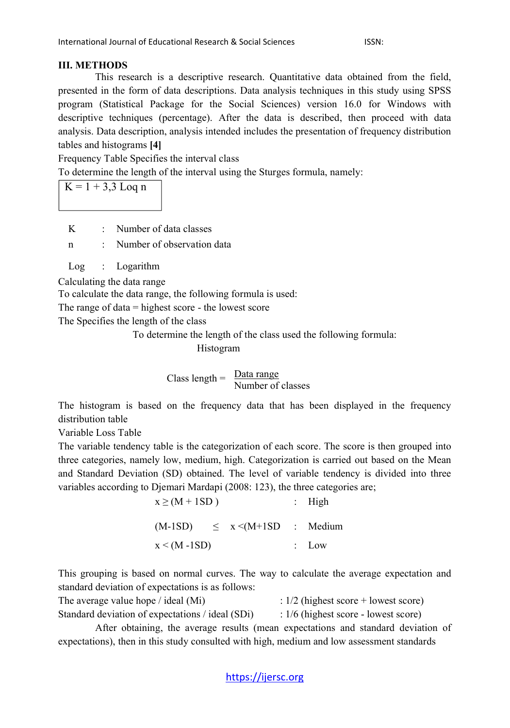### III. METHODS

This research is a descriptive research. Quantitative data obtained from the field, presented in the form of data descriptions. Data analysis techniques in this study using SPSS program (Statistical Package for the Social Sciences) version 16.0 for Windows with descriptive techniques (percentage). After the data is described, then proceed with data analysis. Data description, analysis intended includes the presentation of frequency distribution tables and histograms **[4]**

Frequency Table Specifies the interval class

To determine the length of the interval using the Sturges formula, namely:

$$K = 1 + 3{,}3 \text{ Loq } n$$

K : Number of data classes

n : Number of observation data

Log : Logarithm

Calculating the data range

To calculate the data range, the following formula is used:

The range of data = highest score - the lowest score

The Specifies the length of the class

To determine the length of the class used the following formula:

Histogram

$$\text{Class length} = \frac{\text{Data range}}{\text{Number of classes}}$$

The histogram is based on the frequency data that has been displayed in the frequency distribution table

Variable Loss Table

The variable tendency table is the categorization of each score. The score is then grouped into three categories, namely low, medium, high. Categorization is carried out based on the Mean and Standard Deviation (SD) obtained. The level of variable tendency is divided into three variables according to Djemari Mardapi (2008: 123), the three categories are;

$x \geq (M + 1SD)$ : High

$(M\text{-}1SD) \leq x < (M+1SD)$ : Medium

$x < (M - 1SD)$ : Low

This grouping is based on normal curves. The way to calculate the average expectation and standard deviation of expectations is as follows:

The average value hope / ideal (Mi) : 1/2 (highest score + lowest score)

Standard deviation of expectations / ideal (SDi) : 1/6 (highest score - lowest score)

After obtaining, the average results (mean expectations and standard deviation of expectations), then in this study consulted with high, medium and low assessment standards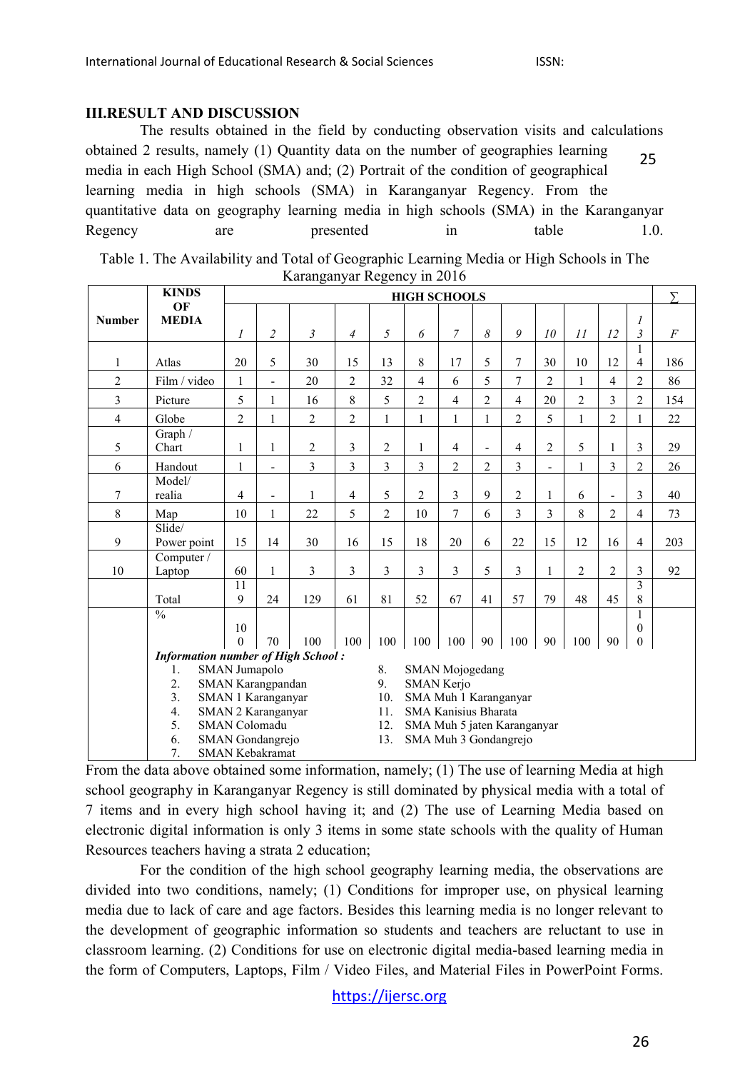## III.RESULT AND DISCUSSION

The results obtained in the field by conducting observation visits and calculations obtained 2 results, namely (1) Quantity data on the number of geographies learning media in each High School (SMA) and; (2) Portrait of the condition of geographical learning media in high schools (SMA) in Karanganyar Regency. From the quantitative data on geography learning media in high schools (SMA) in the Karanganyar Regency are presented in table 1.0.

25

Table 1. The Availability and Total of Geographic Learning Media or High Schools in The Karanganyar Regency in 2016

| Number | KINDS OF MEDIA | HIGH SCHOOLS | | | | | | | | | | | | | ∑ |
|---|---|---|---|---|---|---|---|---|---|---|---|---|---|---|---|
| | | *1* | *2* | *3* | *4* | *5* | *6* | *7* | *8* | *9* | *10* | *11* | *12* | *13* | *F* |
| 1 | Atlas | 20 | 5 | 30 | 15 | 13 | 8 | 17 | 5 | 7 | 30 | 10 | 12 | 14 | 186 |
| 2 | Film / video | 1 | - | 20 | 2 | 32 | 4 | 6 | 5 | 7 | 2 | 1 | 4 | 2 | 86 |
| 3 | Picture | 5 | 1 | 16 | 8 | 5 | 2 | 4 | 2 | 4 | 20 | 2 | 3 | 2 | 154 |
| 4 | Globe | 2 | 1 | 2 | 2 | 1 | 1 | 1 | 1 | 2 | 5 | 1 | 2 | 1 | 22 |
| 5 | Graph / Chart | 1 | 1 | 2 | 3 | 2 | 1 | 4 | - | 4 | 2 | 5 | 1 | 3 | 29 |
| 6 | Handout | 1 | - | 3 | 3 | 3 | 3 | 2 | 2 | 3 | - | 1 | 3 | 2 | 26 |
| 7 | Model/ realia | 4 | - | 1 | 4 | 5 | 2 | 3 | 9 | 2 | 1 | 6 | - | 3 | 40 |
| 8 | Map | 10 | 1 | 22 | 5 | 2 | 10 | 7 | 6 | 3 | 3 | 8 | 2 | 4 | 73 |
| 9 | Slide/ Power point | 15 | 14 | 30 | 16 | 15 | 18 | 20 | 6 | 22 | 15 | 12 | 16 | 4 | 203 |
| 10 | Computer / Laptop | 60 | 1 | 3 | 3 | 3 | 3 | 3 | 5 | 3 | 1 | 2 | 2 | 3 | 92 |
| | Total | 119 | 24 | 129 | 61 | 81 | 52 | 67 | 41 | 57 | 79 | 48 | 45 | 38 | |
| | % | 100 | 70 | 100 | 100 | 100 | 100 | 100 | 90 | 100 | 90 | 100 | 90 | 100 | |

***Information number of High School :***

1. SMAN Jumapolo
2. SMAN Karangpandan
3. SMAN 1 Karanganyar
4. SMAN 2 Karanganyar
5. SMAN Colomadu
6. SMAN Gondangrejo
7. SMAN Kebakramat
8. SMAN Mojogedang
9. SMAN Kerjo
10. SMA Muh 1 Karanganyar
11. SMA Kanisius Bharata
12. SMA Muh 5 jaten Karanganyar
13. SMA Muh 3 Gondangrejo

From the data above obtained some information, namely; (1) The use of learning Media at high school geography in Karanganyar Regency is still dominated by physical media with a total of 7 items and in every high school having it; and (2) The use of Learning Media based on electronic digital information is only 3 items in some state schools with the quality of Human Resources teachers having a strata 2 education;

For the condition of the high school geography learning media, the observations are divided into two conditions, namely; (1) Conditions for improper use, on physical learning media due to lack of care and age factors. Besides this learning media is no longer relevant to the development of geographic information so students and teachers are reluctant to use in classroom learning. (2) Conditions for use on electronic digital media-based learning media in the form of Computers, Laptops, Film / Video Files, and Material Files in PowerPoint Forms.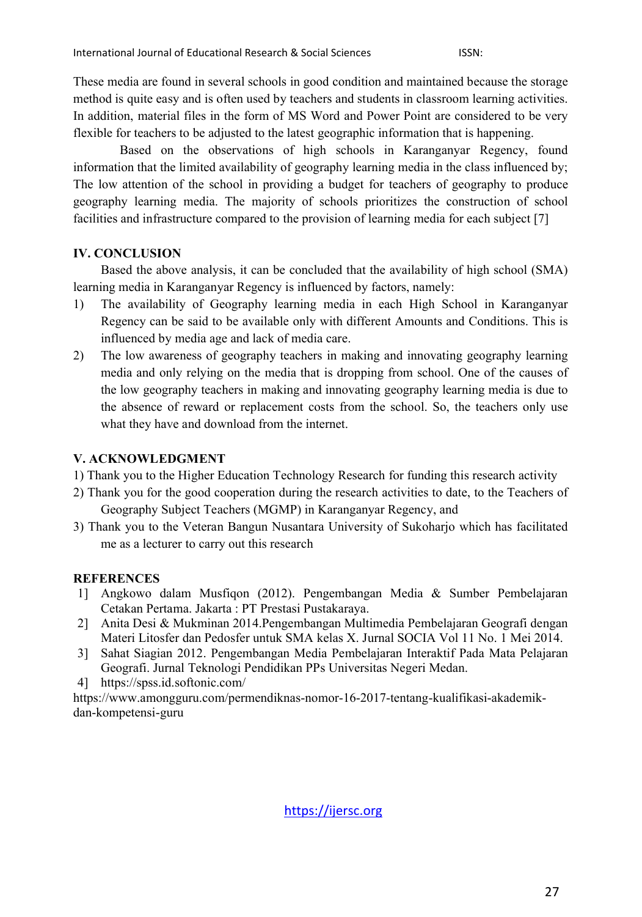These media are found in several schools in good condition and maintained because the storage method is quite easy and is often used by teachers and students in classroom learning activities. In addition, material files in the form of MS Word and Power Point are considered to be very flexible for teachers to be adjusted to the latest geographic information that is happening.

Based on the observations of high schools in Karanganyar Regency, found information that the limited availability of geography learning media in the class influenced by; The low attention of the school in providing a budget for teachers of geography to produce geography learning media. The majority of schools prioritizes the construction of school facilities and infrastructure compared to the provision of learning media for each subject [7]

## IV. CONCLUSION

Based the above analysis, it can be concluded that the availability of high school (SMA) learning media in Karanganyar Regency is influenced by factors, namely:

1) The availability of Geography learning media in each High School in Karanganyar Regency can be said to be available only with different Amounts and Conditions. This is influenced by media age and lack of media care.
2) The low awareness of geography teachers in making and innovating geography learning media and only relying on the media that is dropping from school. One of the causes of the low geography teachers in making and innovating geography learning media is due to the absence of reward or replacement costs from the school. So, the teachers only use what they have and download from the internet.

## V. ACKNOWLEDGMENT

1) Thank you to the Higher Education Technology Research for funding this research activity
2) Thank you for the good cooperation during the research activities to date, to the Teachers of Geography Subject Teachers (MGMP) in Karanganyar Regency, and
3) Thank you to the Veteran Bangun Nusantara University of Sukoharjo which has facilitated me as a lecturer to carry out this research

## REFERENCES

1] Angkowo dalam Musfiqon (2012). Pengembangan Media & Sumber Pembelajaran Cetakan Pertama. Jakarta : PT Prestasi Pustakaraya.

2] Anita Desi & Mukminan 2014.Pengembangan Multimedia Pembelajaran Geografi dengan Materi Litosfer dan Pedosfer untuk SMA kelas X. Jurnal SOCIA Vol 11 No. 1 Mei 2014.

3] Sahat Siagian 2012. Pengembangan Media Pembelajaran Interaktif Pada Mata Pelajaran Geografi. Jurnal Teknologi Pendidikan PPs Universitas Negeri Medan.

4] https://spss.id.softonic.com/

https://www.amongguru.com/permendiknas-nomor-16-2017-tentang-kualifikasi-akademik-dan-kompetensi-guru